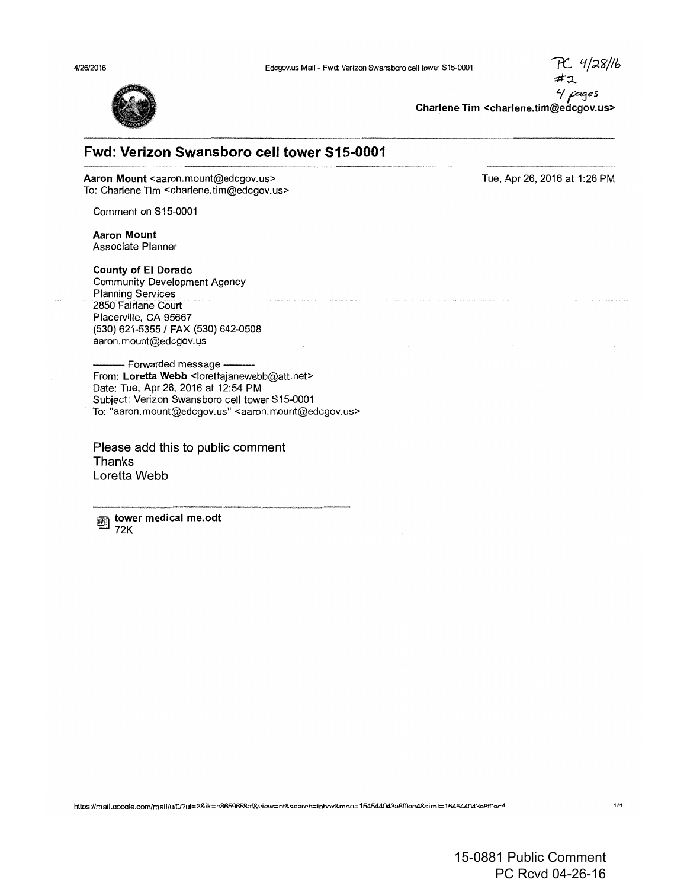PC 4/28/16
#2
4 pages

Charlene Tim <charlene.tim@edcgov.us>

## Fwd: Verizon Swansboro cell tower S15-0001

**Aaron Mount** <aaron.mount@edcgov.us>
To: Charlene Tim <charlene.tim@edcgov.us>

Tue, Apr 26, 2016 at 1:26 PM

Comment on S15-0001

**Aaron Mount**
Associate Planner

**County of El Dorado**
Community Development Agency
Planning Services
2850 Fairlane Court
Placerville, CA 95667
(530) 621-5355 / FAX (530) 642-0508
aaron.mount@edcgov.us

---------- Forwarded message ----------
From: **Loretta Webb** <lorettajanewebb@att.net>
Date: Tue, Apr 26, 2016 at 12:54 PM
Subject: Verizon Swansboro cell tower S15-0001
To: "aaron.mount@edcgov.us" <aaron.mount@edcgov.us>

Please add this to public comment
Thanks
Loretta Webb

**tower medical me.odt**
72K

15-0881 Public Comment
PC Rcvd 04-26-16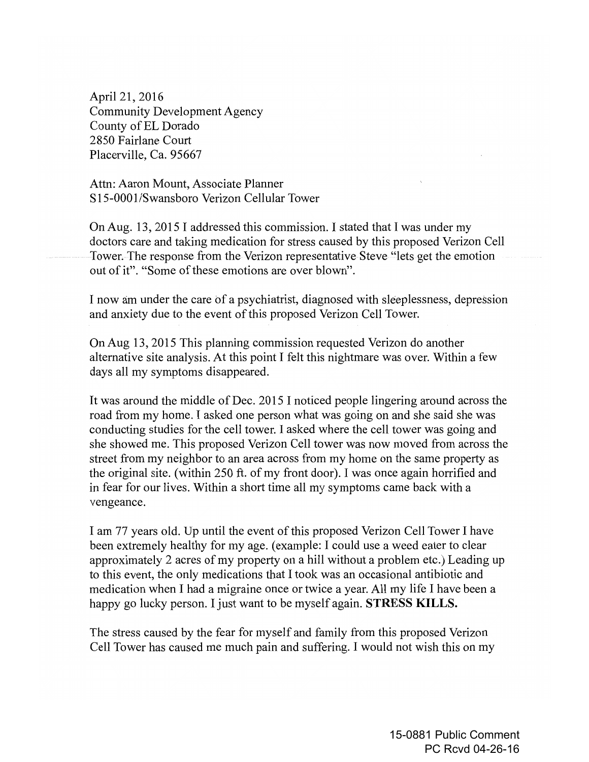April 21, 2016
Community Development Agency
County of EL Dorado
2850 Fairlane Court
Placerville, Ca. 95667

Attn: Aaron Mount, Associate Planner
S15-0001/Swansboro Verizon Cellular Tower

On Aug. 13, 2015 I addressed this commission. I stated that I was under my doctors care and taking medication for stress caused by this proposed Verizon Cell Tower. The response from the Verizon representative Steve "lets get the emotion out of it". "Some of these emotions are over blown".

I now am under the care of a psychiatrist, diagnosed with sleeplessness, depression and anxiety due to the event of this proposed Verizon Cell Tower.

On Aug 13, 2015 This planning commission requested Verizon do another alternative site analysis. At this point I felt this nightmare was over. Within a few days all my symptoms disappeared.

It was around the middle of Dec. 2015 I noticed people lingering around across the road from my home. I asked one person what was going on and she said she was conducting studies for the cell tower. I asked where the cell tower was going and she showed me. This proposed Verizon Cell tower was now moved from across the street from my neighbor to an area across from my home on the same property as the original site. (within 250 ft. of my front door). I was once again horrified and in fear for our lives. Within a short time all my symptoms came back with a vengeance.

I am 77 years old. Up until the event of this proposed Verizon Cell Tower I have been extremely healthy for my age. (example: I could use a weed eater to clear approximately 2 acres of my property on a hill without a problem etc.) Leading up to this event, the only medications that I took was an occasional antibiotic and medication when I had a migraine once or twice a year. All my life I have been a happy go lucky person. I just want to be myself again. **STRESS KILLS.**

The stress caused by the fear for myself and family from this proposed Verizon Cell Tower has caused me much pain and suffering. I would not wish this on my

15-0881 Public Comment
PC Rcvd 04-26-16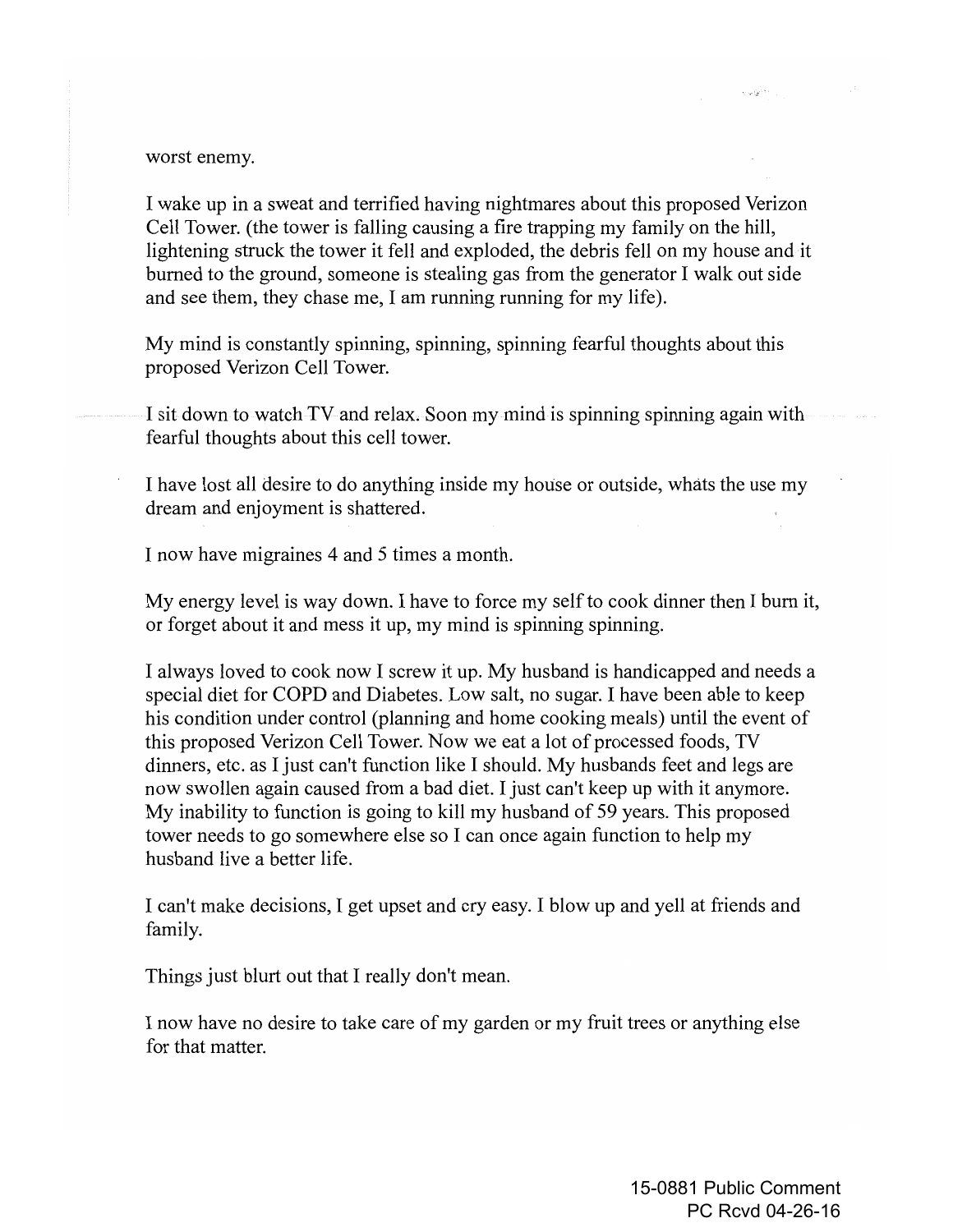worst enemy.

I wake up in a sweat and terrified having nightmares about this proposed Verizon Cell Tower. (the tower is falling causing a fire trapping my family on the hill, lightening struck the tower it fell and exploded, the debris fell on my house and it burned to the ground, someone is stealing gas from the generator I walk out side and see them, they chase me, I am running running for my life).

My mind is constantly spinning, spinning, spinning fearful thoughts about this proposed Verizon Cell Tower.

I sit down to watch TV and relax. Soon my mind is spinning spinning again with fearful thoughts about this cell tower.

I have lost all desire to do anything inside my house or outside, whats the use my dream and enjoyment is shattered.

I now have migraines 4 and 5 times a month.

My energy level is way down. I have to force my self to cook dinner then I burn it, or forget about it and mess it up, my mind is spinning spinning.

I always loved to cook now I screw it up. My husband is handicapped and needs a special diet for COPD and Diabetes. Low salt, no sugar. I have been able to keep his condition under control (planning and home cooking meals) until the event of this proposed Verizon Cell Tower. Now we eat a lot of processed foods, TV dinners, etc. as I just can't function like I should. My husbands feet and legs are now swollen again caused from a bad diet. I just can't keep up with it anymore. My inability to function is going to kill my husband of 59 years. This proposed tower needs to go somewhere else so I can once again function to help my husband live a better life.

I can't make decisions, I get upset and cry easy. I blow up and yell at friends and family.

Things just blurt out that I really don't mean.

I now have no desire to take care of my garden or my fruit trees or anything else for that matter.

15-0881 Public Comment
PC Rcvd 04-26-16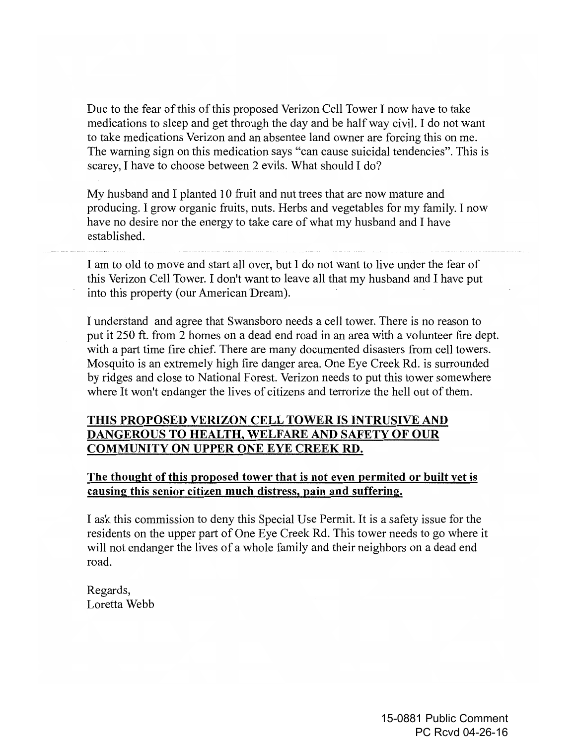Due to the fear of this of this proposed Verizon Cell Tower I now have to take medications to sleep and get through the day and be half way civil. I do not want to take medications Verizon and an absentee land owner are forcing this on me. The warning sign on this medication says "can cause suicidal tendencies". This is scarey, I have to choose between 2 evils. What should I do?

My husband and I planted 10 fruit and nut trees that are now mature and producing. I grow organic fruits, nuts. Herbs and vegetables for my family. I now have no desire nor the energy to take care of what my husband and I have established.

I am to old to move and start all over, but I do not want to live under the fear of this Verizon Cell Tower. I don't want to leave all that my husband and I have put into this property (our American Dream).

I understand and agree that Swansboro needs a cell tower. There is no reason to put it 250 ft. from 2 homes on a dead end road in an area with a volunteer fire dept. with a part time fire chief. There are many documented disasters from cell towers. Mosquito is an extremely high fire danger area. One Eye Creek Rd. is surrounded by ridges and close to National Forest. Verizon needs to put this tower somewhere where It won't endanger the lives of citizens and terrorize the hell out of them.

**THIS PROPOSED VERIZON CELL TOWER IS INTRUSIVE AND DANGEROUS TO HEALTH, WELFARE AND SAFETY OF OUR COMMUNITY ON UPPER ONE EYE CREEK RD.**

**The thought of this proposed tower that is not even permited or built yet is causing this senior citizen much distress, pain and suffering.**

I ask this commission to deny this Special Use Permit. It is a safety issue for the residents on the upper part of One Eye Creek Rd. This tower needs to go where it will not endanger the lives of a whole family and their neighbors on a dead end road.

Regards,
Loretta Webb

15-0881 Public Comment
PC Rcvd 04-26-16